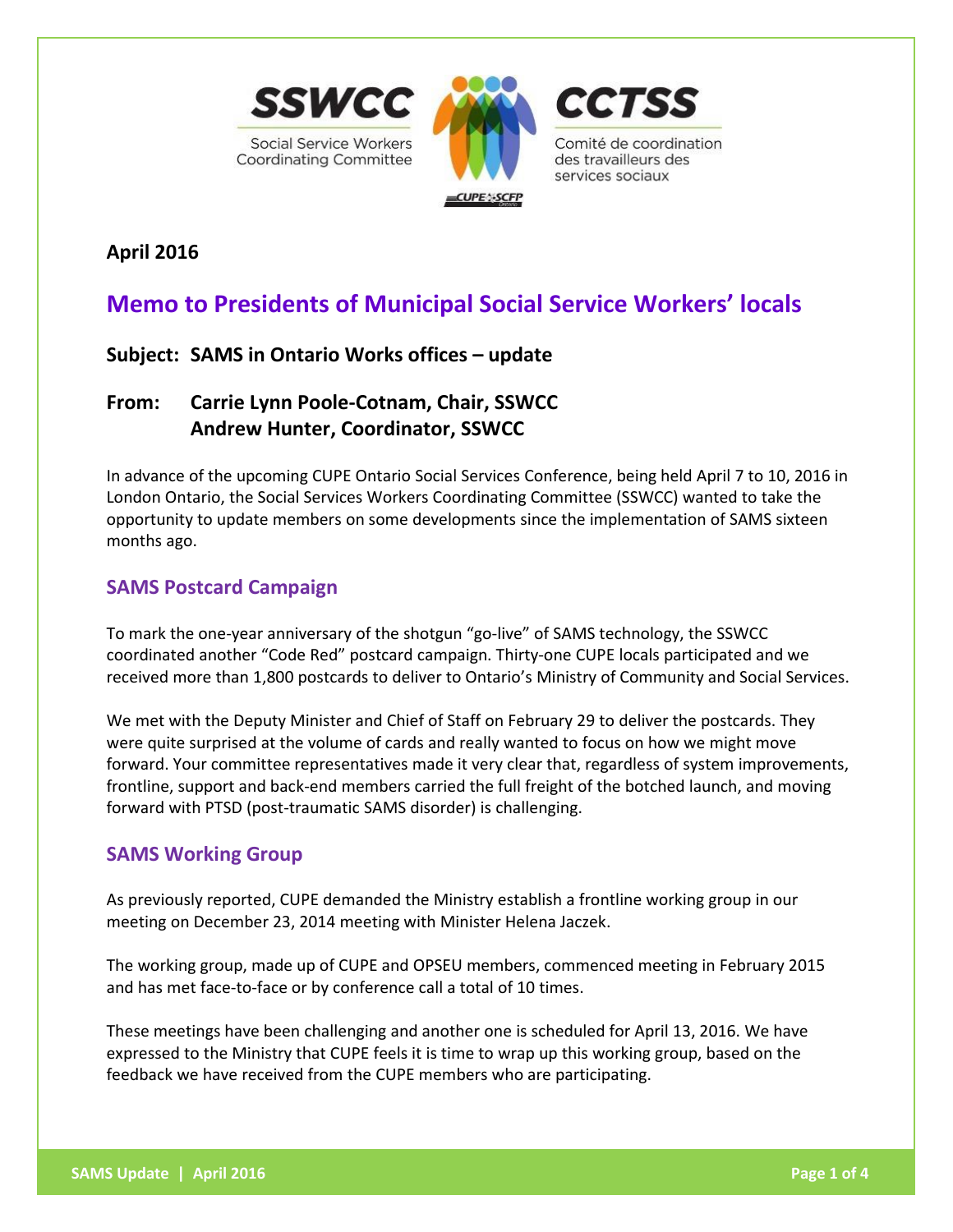SSWCC
Social Service Workers Coordinating Committee

CCTSS
Comité de coordination des travailleurs des services sociaux

**April 2016**

# Memo to Presidents of Municipal Social Service Workers' locals

**Subject: SAMS in Ontario Works offices – update**

**From: Carrie Lynn Poole-Cotnam, Chair, SSWCC**
**Andrew Hunter, Coordinator, SSWCC**

In advance of the upcoming CUPE Ontario Social Services Conference, being held April 7 to 10, 2016 in London Ontario, the Social Services Workers Coordinating Committee (SSWCC) wanted to take the opportunity to update members on some developments since the implementation of SAMS sixteen months ago.

## SAMS Postcard Campaign

To mark the one-year anniversary of the shotgun "go-live" of SAMS technology, the SSWCC coordinated another "Code Red" postcard campaign. Thirty-one CUPE locals participated and we received more than 1,800 postcards to deliver to Ontario's Ministry of Community and Social Services.

We met with the Deputy Minister and Chief of Staff on February 29 to deliver the postcards. They were quite surprised at the volume of cards and really wanted to focus on how we might move forward. Your committee representatives made it very clear that, regardless of system improvements, frontline, support and back-end members carried the full freight of the botched launch, and moving forward with PTSD (post-traumatic SAMS disorder) is challenging.

## SAMS Working Group

As previously reported, CUPE demanded the Ministry establish a frontline working group in our meeting on December 23, 2014 meeting with Minister Helena Jaczek.

The working group, made up of CUPE and OPSEU members, commenced meeting in February 2015 and has met face-to-face or by conference call a total of 10 times.

These meetings have been challenging and another one is scheduled for April 13, 2016. We have expressed to the Ministry that CUPE feels it is time to wrap up this working group, based on the feedback we have received from the CUPE members who are participating.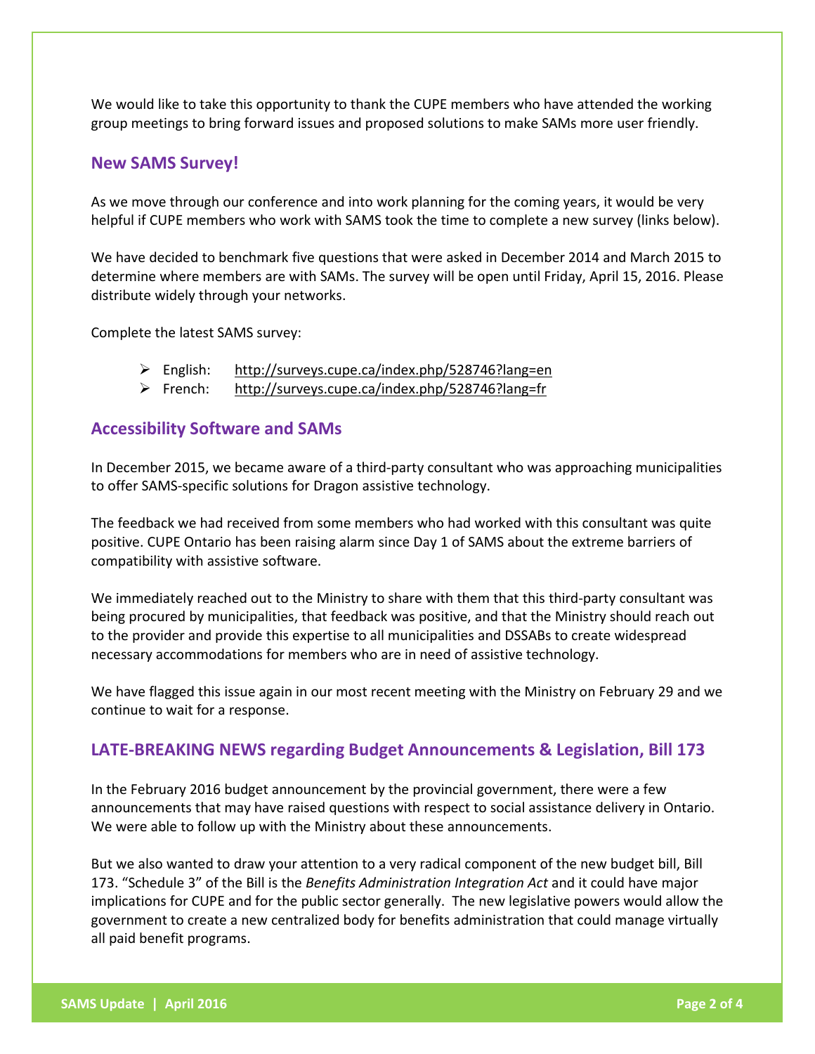We would like to take this opportunity to thank the CUPE members who have attended the working group meetings to bring forward issues and proposed solutions to make SAMs more user friendly.

## New SAMS Survey!

As we move through our conference and into work planning for the coming years, it would be very helpful if CUPE members who work with SAMS took the time to complete a new survey (links below).

We have decided to benchmark five questions that were asked in December 2014 and March 2015 to determine where members are with SAMs. The survey will be open until Friday, April 15, 2016. Please distribute widely through your networks.

Complete the latest SAMS survey:

- English: http://surveys.cupe.ca/index.php/528746?lang=en
- French: http://surveys.cupe.ca/index.php/528746?lang=fr

## Accessibility Software and SAMs

In December 2015, we became aware of a third-party consultant who was approaching municipalities to offer SAMS-specific solutions for Dragon assistive technology.

The feedback we had received from some members who had worked with this consultant was quite positive. CUPE Ontario has been raising alarm since Day 1 of SAMS about the extreme barriers of compatibility with assistive software.

We immediately reached out to the Ministry to share with them that this third-party consultant was being procured by municipalities, that feedback was positive, and that the Ministry should reach out to the provider and provide this expertise to all municipalities and DSSABs to create widespread necessary accommodations for members who are in need of assistive technology.

We have flagged this issue again in our most recent meeting with the Ministry on February 29 and we continue to wait for a response.

## LATE-BREAKING NEWS regarding Budget Announcements & Legislation, Bill 173

In the February 2016 budget announcement by the provincial government, there were a few announcements that may have raised questions with respect to social assistance delivery in Ontario. We were able to follow up with the Ministry about these announcements.

But we also wanted to draw your attention to a very radical component of the new budget bill, Bill 173. "Schedule 3" of the Bill is the *Benefits Administration Integration Act* and it could have major implications for CUPE and for the public sector generally. The new legislative powers would allow the government to create a new centralized body for benefits administration that could manage virtually all paid benefit programs.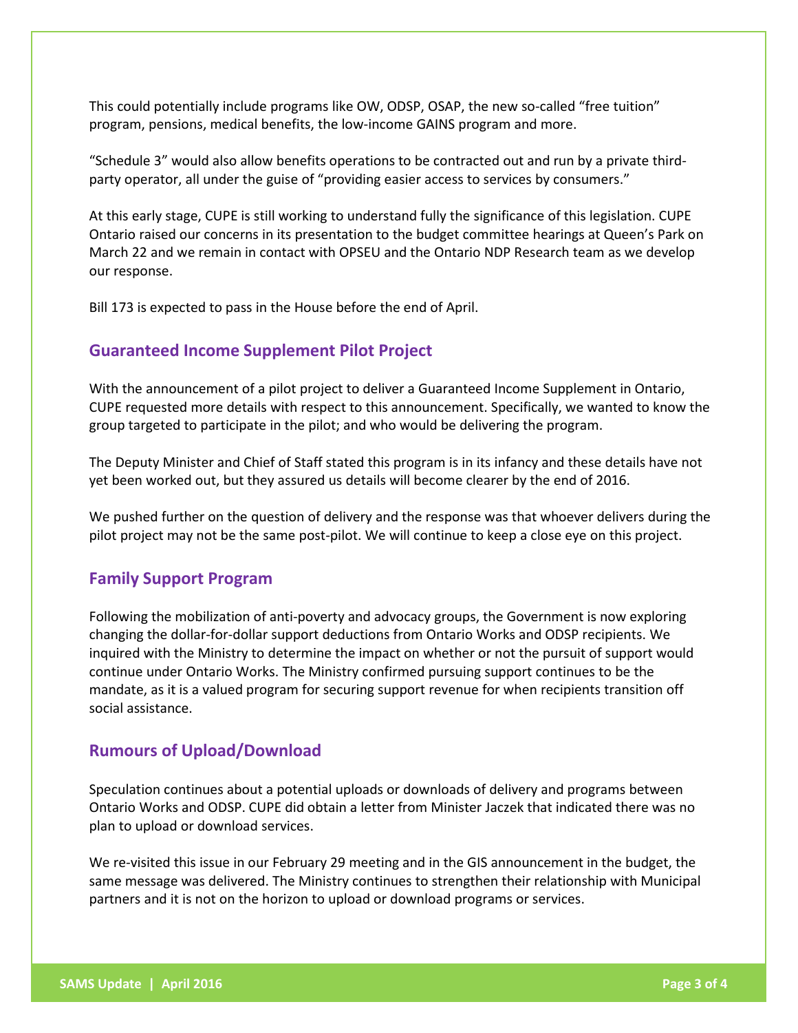This could potentially include programs like OW, ODSP, OSAP, the new so-called "free tuition" program, pensions, medical benefits, the low-income GAINS program and more.

"Schedule 3" would also allow benefits operations to be contracted out and run by a private third-party operator, all under the guise of "providing easier access to services by consumers."

At this early stage, CUPE is still working to understand fully the significance of this legislation. CUPE Ontario raised our concerns in its presentation to the budget committee hearings at Queen's Park on March 22 and we remain in contact with OPSEU and the Ontario NDP Research team as we develop our response.

Bill 173 is expected to pass in the House before the end of April.

## Guaranteed Income Supplement Pilot Project

With the announcement of a pilot project to deliver a Guaranteed Income Supplement in Ontario, CUPE requested more details with respect to this announcement. Specifically, we wanted to know the group targeted to participate in the pilot; and who would be delivering the program.

The Deputy Minister and Chief of Staff stated this program is in its infancy and these details have not yet been worked out, but they assured us details will become clearer by the end of 2016.

We pushed further on the question of delivery and the response was that whoever delivers during the pilot project may not be the same post-pilot. We will continue to keep a close eye on this project.

## Family Support Program

Following the mobilization of anti-poverty and advocacy groups, the Government is now exploring changing the dollar-for-dollar support deductions from Ontario Works and ODSP recipients. We inquired with the Ministry to determine the impact on whether or not the pursuit of support would continue under Ontario Works. The Ministry confirmed pursuing support continues to be the mandate, as it is a valued program for securing support revenue for when recipients transition off social assistance.

## Rumours of Upload/Download

Speculation continues about a potential uploads or downloads of delivery and programs between Ontario Works and ODSP. CUPE did obtain a letter from Minister Jaczek that indicated there was no plan to upload or download services.

We re-visited this issue in our February 29 meeting and in the GIS announcement in the budget, the same message was delivered. The Ministry continues to strengthen their relationship with Municipal partners and it is not on the horizon to upload or download programs or services.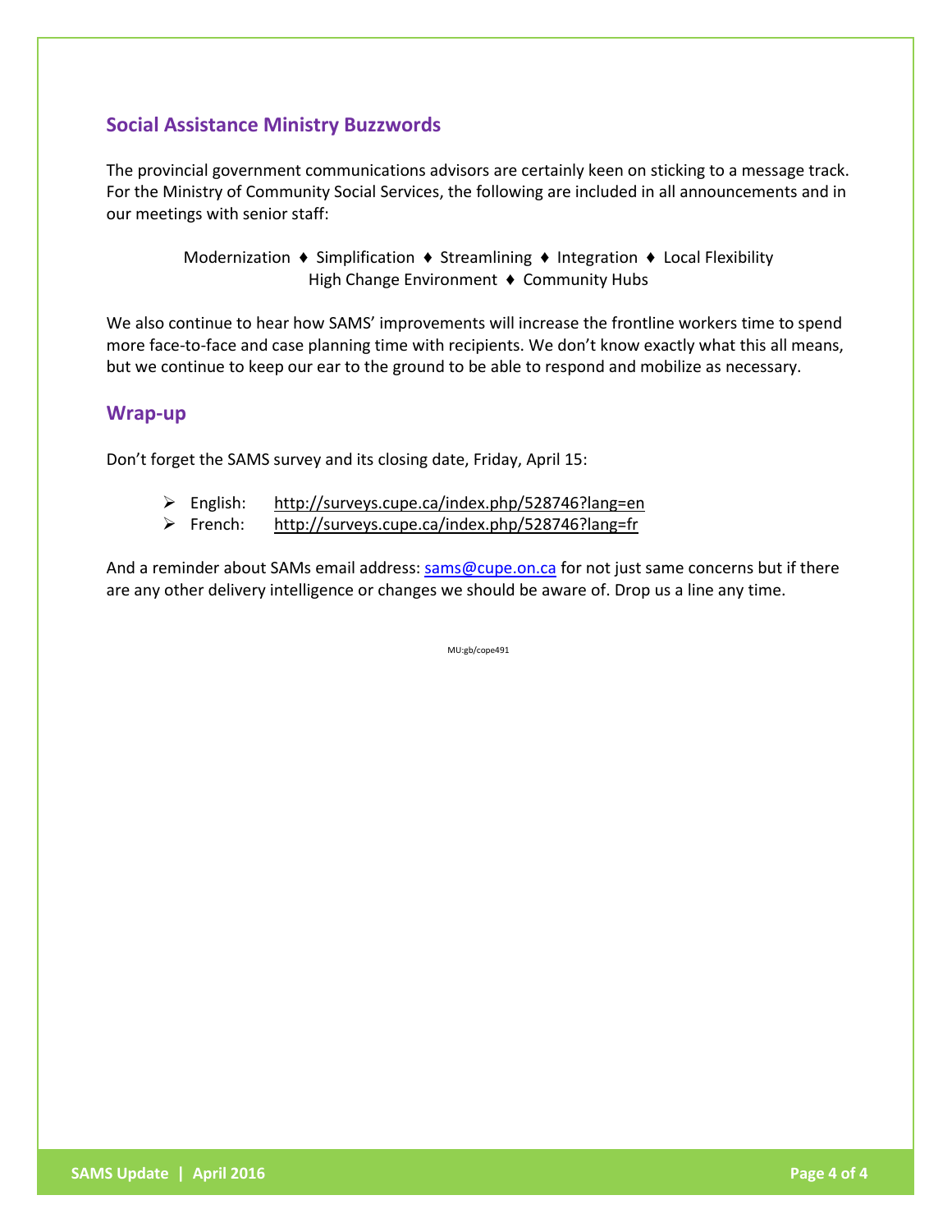## Social Assistance Ministry Buzzwords

The provincial government communications advisors are certainly keen on sticking to a message track. For the Ministry of Community Social Services, the following are included in all announcements and in our meetings with senior staff:

Modernization ♦ Simplification ♦ Streamlining ♦ Integration ♦ Local Flexibility
High Change Environment ♦ Community Hubs

We also continue to hear how SAMS' improvements will increase the frontline workers time to spend more face-to-face and case planning time with recipients. We don't know exactly what this all means, but we continue to keep our ear to the ground to be able to respond and mobilize as necessary.

## Wrap-up

Don't forget the SAMS survey and its closing date, Friday, April 15:

- English: http://surveys.cupe.ca/index.php/528746?lang=en
- French: http://surveys.cupe.ca/index.php/528746?lang=fr

And a reminder about SAMs email address: sams@cupe.on.ca for not just same concerns but if there are any other delivery intelligence or changes we should be aware of. Drop us a line any time.

MU:gb/cope491